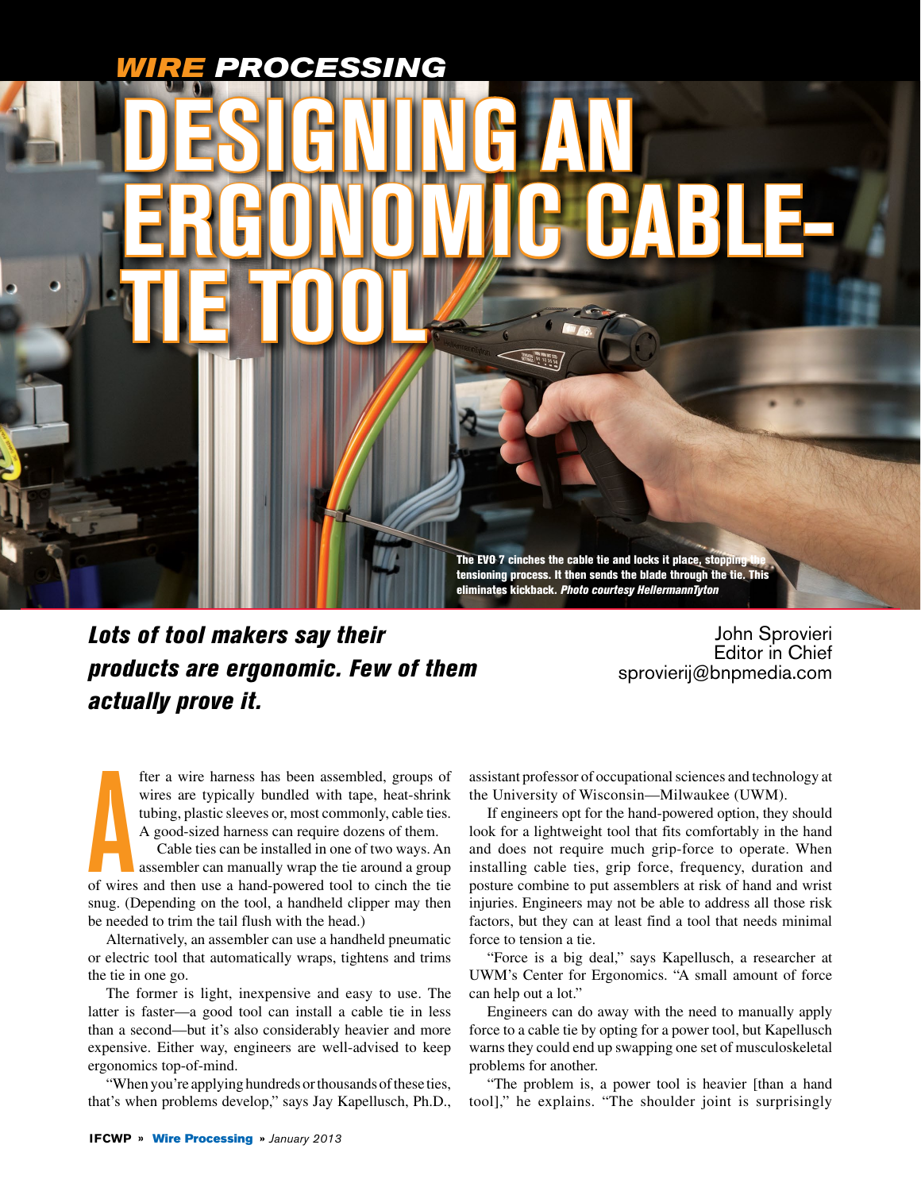*WIRE PROCESSING*

# DESIGNING AN ERGONOMIC CABLE-TIE TOOL

The EVO 7 cinches the cable tie and locks it place, stopping the tensioning process. It then sends the blade through the tie. This eliminates kickback. *Photo courtesy HellermannTyton*

***Lots of tool makers say their products are ergonomic. Few of them actually prove it.***

John Sprovieri
Editor in Chief
sprovierij@bnpmedia.com

After a wire harness has been assembled, groups of wires are typically bundled with tape, heat-shrink tubing, plastic sleeves or, most commonly, cable ties. A good-sized harness can require dozens of them.

Cable ties can be installed in one of two ways. An assembler can manually wrap the tie around a group of wires and then use a hand-powered tool to cinch the tie snug. (Depending on the tool, a handheld clipper may then be needed to trim the tail flush with the head.)

Alternatively, an assembler can use a handheld pneumatic or electric tool that automatically wraps, tightens and trims the tie in one go.

The former is light, inexpensive and easy to use. The latter is faster—a good tool can install a cable tie in less than a second—but it's also considerably heavier and more expensive. Either way, engineers are well-advised to keep ergonomics top-of-mind.

"When you're applying hundreds or thousands of these ties, that's when problems develop," says Jay Kapellusch, Ph.D., assistant professor of occupational sciences and technology at the University of Wisconsin—Milwaukee (UWM).

If engineers opt for the hand-powered option, they should look for a lightweight tool that fits comfortably in the hand and does not require much grip-force to operate. When installing cable ties, grip force, frequency, duration and posture combine to put assemblers at risk of hand and wrist injuries. Engineers may not be able to address all those risk factors, but they can at least find a tool that needs minimal force to tension a tie.

"Force is a big deal," says Kapellusch, a researcher at UWM's Center for Ergonomics. "A small amount of force can help out a lot."

Engineers can do away with the need to manually apply force to a cable tie by opting for a power tool, but Kapellusch warns they could end up swapping one set of musculoskeletal problems for another.

"The problem is, a power tool is heavier [than a hand tool]," he explains. "The shoulder joint is surprisingly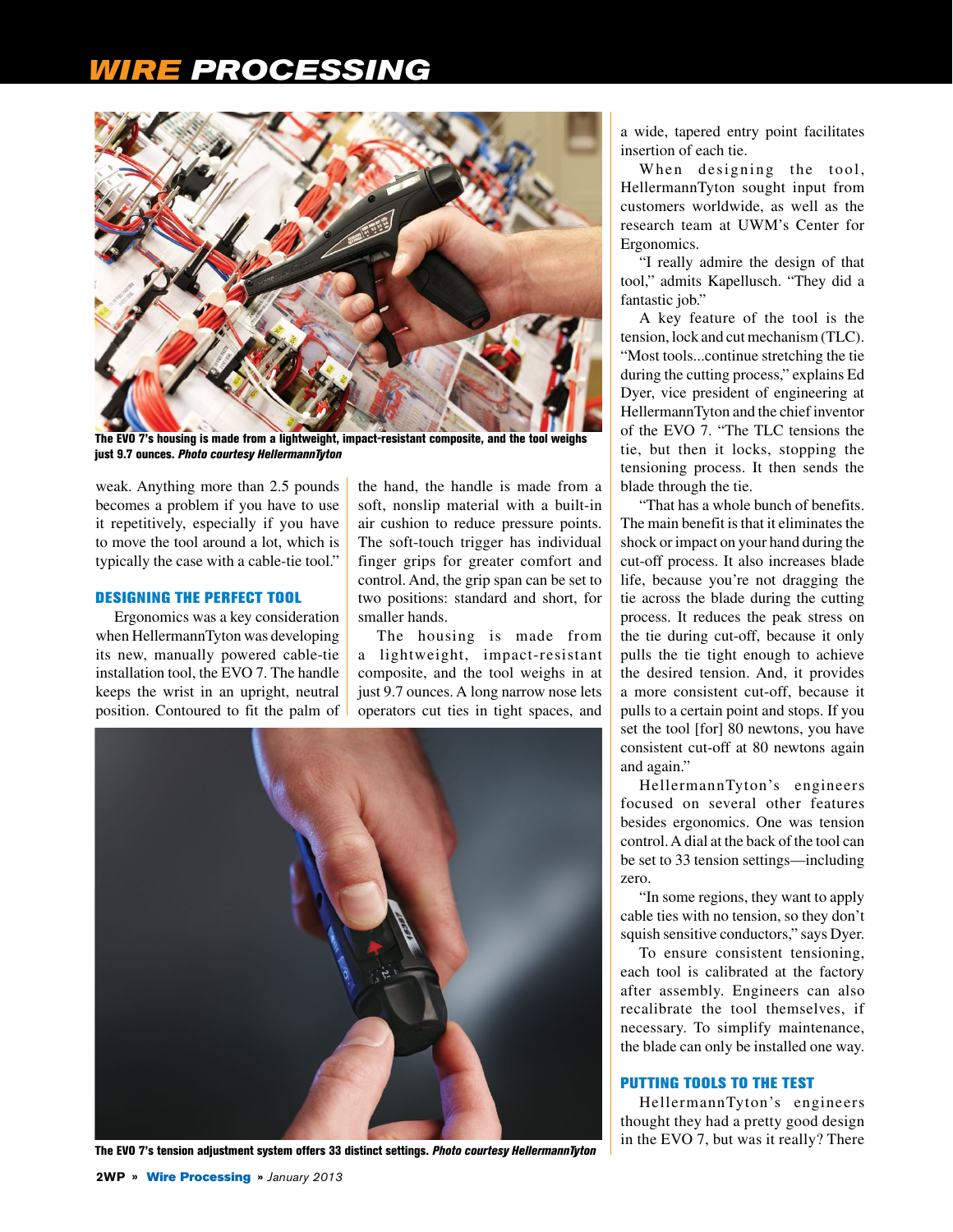The EVO 7's housing is made from a lightweight, impact-resistant composite, and the tool weighs just 9.7 ounces. *Photo courtesy HellermannTyton*

weak. Anything more than 2.5 pounds becomes a problem if you have to use it repetitively, especially if you have to move the tool around a lot, which is typically the case with a cable-tie tool."

### DESIGNING THE PERFECT TOOL

Ergonomics was a key consideration when HellermannTyton was developing its new, manually powered cable-tie installation tool, the EVO 7. The handle keeps the wrist in an upright, neutral position. Contoured to fit the palm of the hand, the handle is made from a soft, nonslip material with a built-in air cushion to reduce pressure points. The soft-touch trigger has individual finger grips for greater comfort and control. And, the grip span can be set to two positions: standard and short, for smaller hands.

The housing is made from a lightweight, impact-resistant composite, and the tool weighs in at just 9.7 ounces. A long narrow nose lets operators cut ties in tight spaces, and a wide, tapered entry point facilitates insertion of each tie.

When designing the tool, HellermannTyton sought input from customers worldwide, as well as the research team at UWM's Center for Ergonomics.

"I really admire the design of that tool," admits Kapellusch. "They did a fantastic job."

A key feature of the tool is the tension, lock and cut mechanism (TLC). "Most tools...continue stretching the tie during the cutting process," explains Ed Dyer, vice president of engineering at HellermannTyton and the chief inventor of the EVO 7. "The TLC tensions the tie, but then it locks, stopping the tensioning process. It then sends the blade through the tie.

"That has a whole bunch of benefits. The main benefit is that it eliminates the shock or impact on your hand during the cut-off process. It also increases blade life, because you're not dragging the tie across the blade during the cutting process. It reduces the peak stress on the tie during cut-off, because it only pulls the tie tight enough to achieve the desired tension. And, it provides a more consistent cut-off, because it pulls to a certain point and stops. If you set the tool [for] 80 newtons, you have consistent cut-off at 80 newtons again and again."

HellermannTyton's engineers focused on several other features besides ergonomics. One was tension control. A dial at the back of the tool can be set to 33 tension settings—including zero.

"In some regions, they want to apply cable ties with no tension, so they don't squish sensitive conductors," says Dyer.

To ensure consistent tensioning, each tool is calibrated at the factory after assembly. Engineers can also recalibrate the tool themselves, if necessary. To simplify maintenance, the blade can only be installed one way.

The EVO 7's tension adjustment system offers 33 distinct settings. *Photo courtesy HellermannTyton*

### PUTTING TOOLS TO THE TEST

HellermannTyton's engineers thought they had a pretty good design in the EVO 7, but was it really? There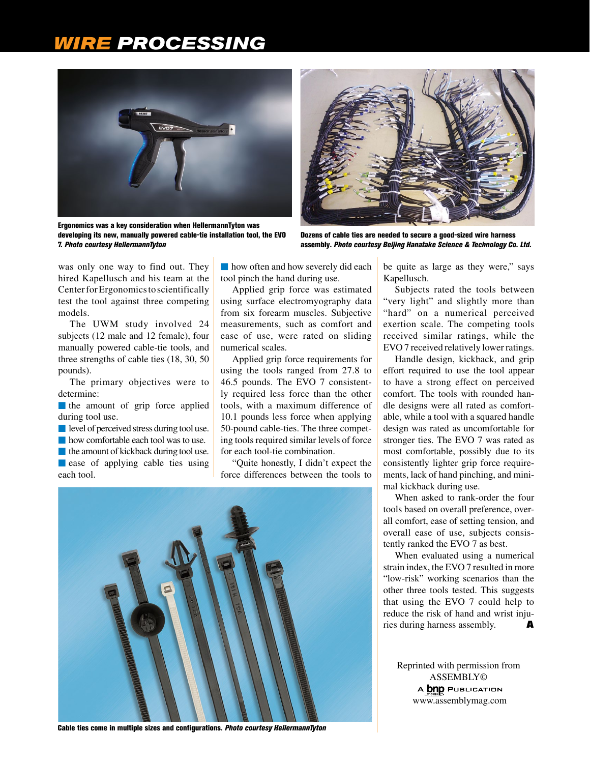Ergonomics was a key consideration when HellermannTyton was developing its new, manually powered cable-tie installation tool, the EVO 7. *Photo courtesy HellermannTyton*

Dozens of cable ties are needed to secure a good-sized wire harness assembly. *Photo courtesy Beijing Hanatake Science & Technology Co. Ltd.*

was only one way to find out. They hired Kapellusch and his team at the Center for Ergonomics to scientifically test the tool against three competing models.

The UWM study involved 24 subjects (12 male and 12 female), four manually powered cable-tie tools, and three strengths of cable ties (18, 30, 50 pounds).

The primary objectives were to determine:

- the amount of grip force applied during tool use.
- level of perceived stress during tool use.
- how comfortable each tool was to use.
- the amount of kickback during tool use.
- ease of applying cable ties using each tool.
- how often and how severely did each tool pinch the hand during use.

Applied grip force was estimated using surface electromyography data from six forearm muscles. Subjective measurements, such as comfort and ease of use, were rated on sliding numerical scales.

Applied grip force requirements for using the tools ranged from 27.8 to 46.5 pounds. The EVO 7 consistently required less force than the other tools, with a maximum difference of 10.1 pounds less force when applying 50-pound cable-ties. The three competing tools required similar levels of force for each tool-tie combination.

"Quite honestly, I didn't expect the force differences between the tools to be quite as large as they were," says Kapellusch.

Subjects rated the tools between "very light" and slightly more than "hard" on a numerical perceived exertion scale. The competing tools received similar ratings, while the EVO 7 received relatively lower ratings.

Handle design, kickback, and grip effort required to use the tool appear to have a strong effect on perceived comfort. The tools with rounded handle designs were all rated as comfortable, while a tool with a squared handle design was rated as uncomfortable for stronger ties. The EVO 7 was rated as most comfortable, possibly due to its consistently lighter grip force requirements, lack of hand pinching, and minimal kickback during use.

When asked to rank-order the four tools based on overall preference, overall comfort, ease of setting tension, and overall ease of use, subjects consistently ranked the EVO 7 as best.

When evaluated using a numerical strain index, the EVO 7 resulted in more "low-risk" working scenarios than the other three tools tested. This suggests that using the EVO 7 could help to reduce the risk of hand and wrist injuries during harness assembly. **A**

Cable ties come in multiple sizes and configurations. *Photo courtesy HellermannTyton*

Reprinted with permission from
ASSEMBLY©
A bnp PUBLICATION
www.assemblymag.com